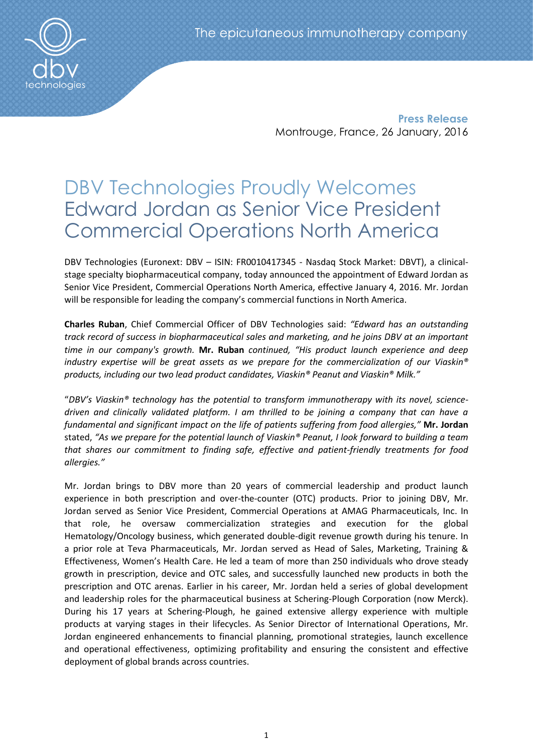**Press Release**
Montrouge, France, 26 January, 2016

# DBV Technologies Proudly Welcomes Edward Jordan as Senior Vice President Commercial Operations North America

DBV Technologies (Euronext: DBV – ISIN: FR0010417345 - Nasdaq Stock Market: DBVT), a clinical-stage specialty biopharmaceutical company, today announced the appointment of Edward Jordan as Senior Vice President, Commercial Operations North America, effective January 4, 2016. Mr. Jordan will be responsible for leading the company's commercial functions in North America.

**Charles Ruban**, Chief Commercial Officer of DBV Technologies said: *"Edward has an outstanding track record of success in biopharmaceutical sales and marketing, and he joins DBV at an important time in our company's growth.* **Mr. Ruban** *continued, "His product launch experience and deep industry expertise will be great assets as we prepare for the commercialization of our Viaskin® products, including our two lead product candidates, Viaskin® Peanut and Viaskin® Milk."*

"*DBV's Viaskin® technology has the potential to transform immunotherapy with its novel, science-driven and clinically validated platform. I am thrilled to be joining a company that can have a fundamental and significant impact on the life of patients suffering from food allergies,"* **Mr. Jordan** stated, *"As we prepare for the potential launch of Viaskin® Peanut, I look forward to building a team that shares our commitment to finding safe, effective and patient-friendly treatments for food allergies."*

Mr. Jordan brings to DBV more than 20 years of commercial leadership and product launch experience in both prescription and over-the-counter (OTC) products. Prior to joining DBV, Mr. Jordan served as Senior Vice President, Commercial Operations at AMAG Pharmaceuticals, Inc. In that role, he oversaw commercialization strategies and execution for the global Hematology/Oncology business, which generated double-digit revenue growth during his tenure. In a prior role at Teva Pharmaceuticals, Mr. Jordan served as Head of Sales, Marketing, Training & Effectiveness, Women's Health Care. He led a team of more than 250 individuals who drove steady growth in prescription, device and OTC sales, and successfully launched new products in both the prescription and OTC arenas. Earlier in his career, Mr. Jordan held a series of global development and leadership roles for the pharmaceutical business at Schering-Plough Corporation (now Merck). During his 17 years at Schering-Plough, he gained extensive allergy experience with multiple products at varying stages in their lifecycles. As Senior Director of International Operations, Mr. Jordan engineered enhancements to financial planning, promotional strategies, launch excellence and operational effectiveness, optimizing profitability and ensuring the consistent and effective deployment of global brands across countries.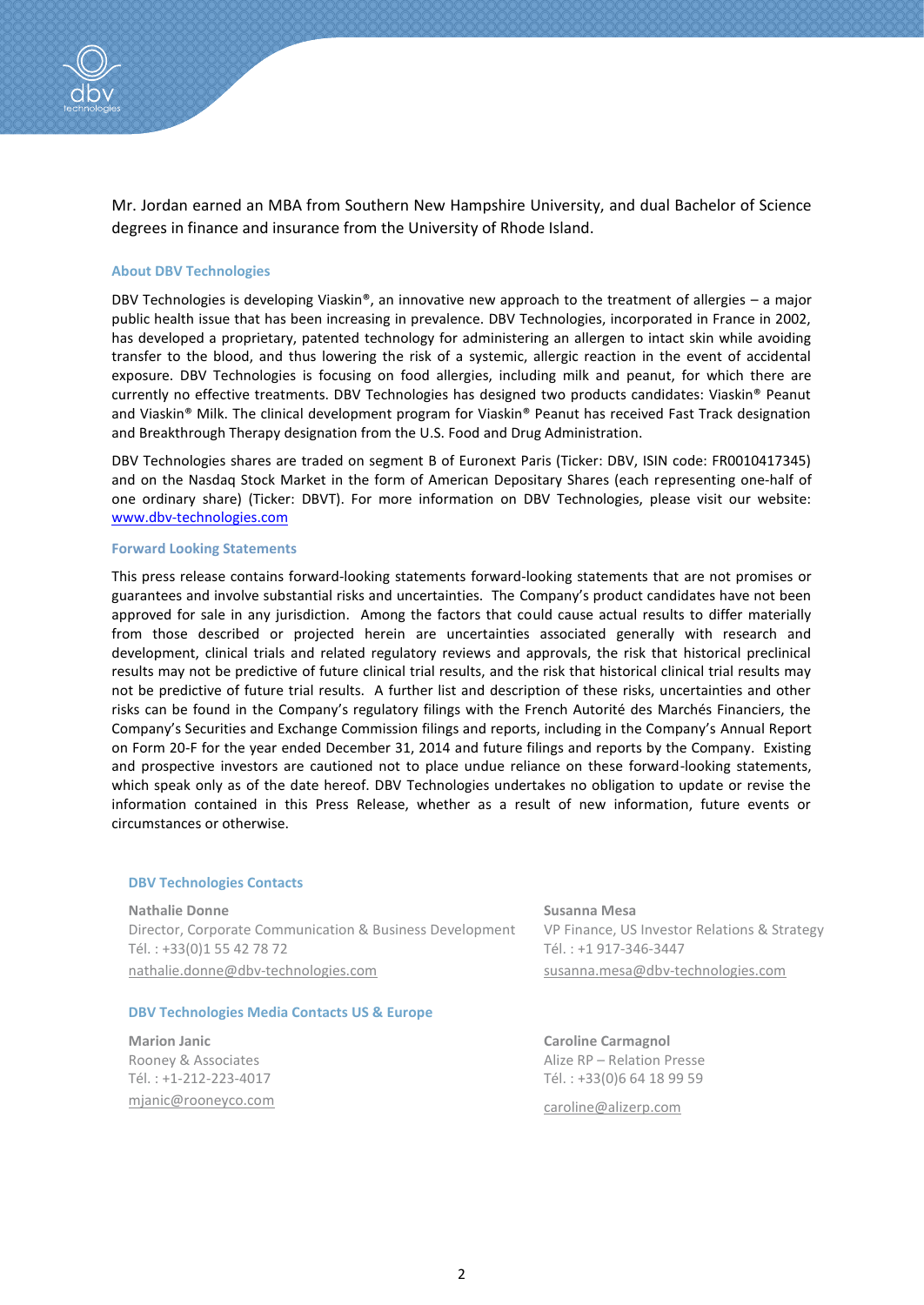Mr. Jordan earned an MBA from Southern New Hampshire University, and dual Bachelor of Science degrees in finance and insurance from the University of Rhode Island.

### About DBV Technologies

DBV Technologies is developing Viaskin®, an innovative new approach to the treatment of allergies – a major public health issue that has been increasing in prevalence. DBV Technologies, incorporated in France in 2002, has developed a proprietary, patented technology for administering an allergen to intact skin while avoiding transfer to the blood, and thus lowering the risk of a systemic, allergic reaction in the event of accidental exposure. DBV Technologies is focusing on food allergies, including milk and peanut, for which there are currently no effective treatments. DBV Technologies has designed two products candidates: Viaskin® Peanut and Viaskin® Milk. The clinical development program for Viaskin® Peanut has received Fast Track designation and Breakthrough Therapy designation from the U.S. Food and Drug Administration.

DBV Technologies shares are traded on segment B of Euronext Paris (Ticker: DBV, ISIN code: FR0010417345) and on the Nasdaq Stock Market in the form of American Depositary Shares (each representing one-half of one ordinary share) (Ticker: DBVT). For more information on DBV Technologies, please visit our website: [www.dbv-technologies.com](http://www.dbv-technologies.com)

### Forward Looking Statements

This press release contains forward-looking statements forward-looking statements that are not promises or guarantees and involve substantial risks and uncertainties. The Company's product candidates have not been approved for sale in any jurisdiction. Among the factors that could cause actual results to differ materially from those described or projected herein are uncertainties associated generally with research and development, clinical trials and related regulatory reviews and approvals, the risk that historical preclinical results may not be predictive of future clinical trial results, and the risk that historical clinical trial results may not be predictive of future trial results. A further list and description of these risks, uncertainties and other risks can be found in the Company's regulatory filings with the French Autorité des Marchés Financiers, the Company's Securities and Exchange Commission filings and reports, including in the Company's Annual Report on Form 20-F for the year ended December 31, 2014 and future filings and reports by the Company. Existing and prospective investors are cautioned not to place undue reliance on these forward-looking statements, which speak only as of the date hereof. DBV Technologies undertakes no obligation to update or revise the information contained in this Press Release, whether as a result of new information, future events or circumstances or otherwise.

### DBV Technologies Contacts

**Nathalie Donne**
Director, Corporate Communication & Business Development
Tél. : +33(0)1 55 42 78 72
nathalie.donne@dbv-technologies.com

**Susanna Mesa**
VP Finance, US Investor Relations & Strategy
Tél. : +1 917-346-3447
susanna.mesa@dbv-technologies.com

### DBV Technologies Media Contacts US & Europe

**Marion Janic**
Rooney & Associates
Tél. : +1-212-223-4017
mjanic@rooneyco.com

**Caroline Carmagnol**
Alize RP – Relation Presse
Tél. : +33(0)6 64 18 99 59
caroline@alizerp.com